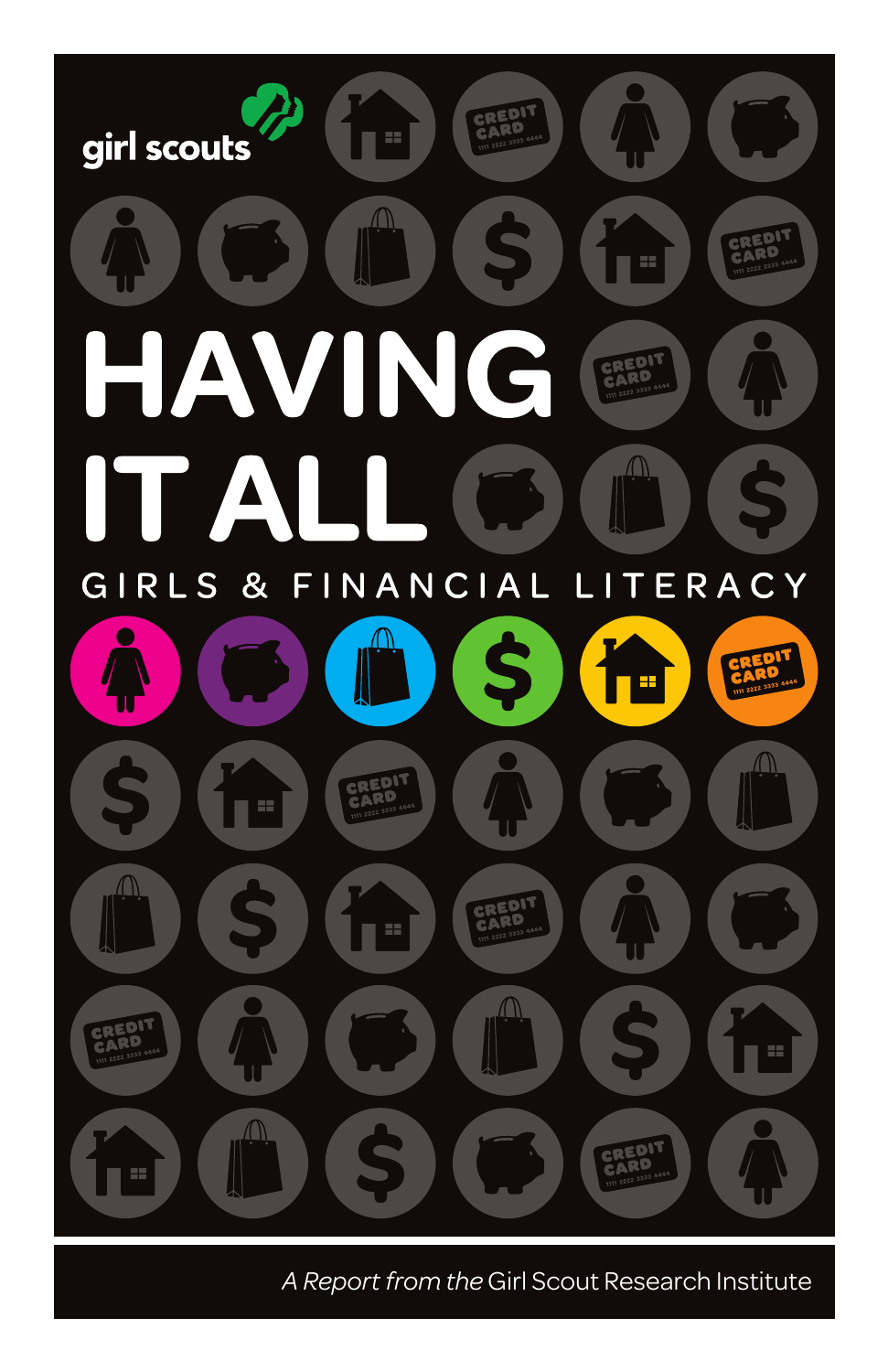girl scouts

# HAVING IT ALL

## GIRLS & FINANCIAL LITERACY

*A Report from the* Girl Scout Research Institute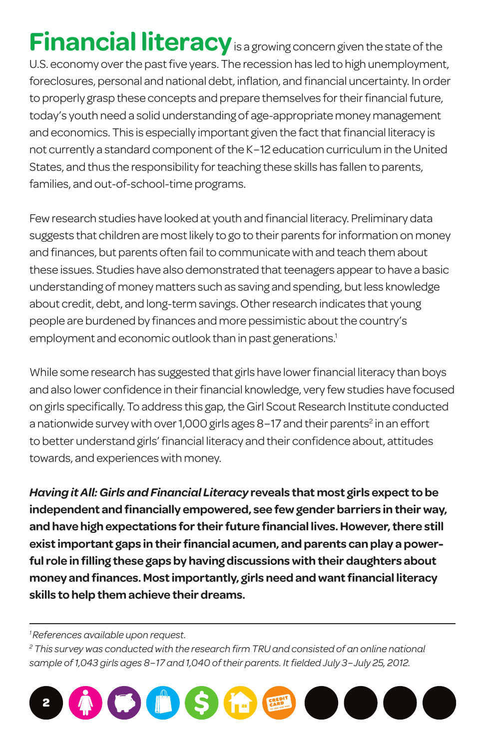**Financial literacy** is a growing concern given the state of the U.S. economy over the past five years. The recession has led to high unemployment, foreclosures, personal and national debt, inflation, and financial uncertainty. In order to properly grasp these concepts and prepare themselves for their financial future, today's youth need a solid understanding of age-appropriate money management and economics. This is especially important given the fact that financial literacy is not currently a standard component of the K–12 education curriculum in the United States, and thus the responsibility for teaching these skills has fallen to parents, families, and out-of-school-time programs.

Few research studies have looked at youth and financial literacy. Preliminary data suggests that children are most likely to go to their parents for information on money and finances, but parents often fail to communicate with and teach them about these issues. Studies have also demonstrated that teenagers appear to have a basic understanding of money matters such as saving and spending, but less knowledge about credit, debt, and long-term savings. Other research indicates that young people are burdened by finances and more pessimistic about the country's employment and economic outlook than in past generations.[1]

While some research has suggested that girls have lower financial literacy than boys and also lower confidence in their financial knowledge, very few studies have focused on girls specifically. To address this gap, the Girl Scout Research Institute conducted a nationwide survey with over 1,000 girls ages 8–17 and their parents[2] in an effort to better understand girls' financial literacy and their confidence about, attitudes towards, and experiences with money.

***Having it All: Girls and Financial Literacy*** **reveals that most girls expect to be independent and financially empowered, see few gender barriers in their way, and have high expectations for their future financial lives. However, there still exist important gaps in their financial acumen, and parents can play a powerful role in filling these gaps by having discussions with their daughters about money and finances. Most importantly, girls need and want financial literacy skills to help them achieve their dreams.**

---

[1] *References available upon request.*

[2] *This survey was conducted with the research firm TRU and consisted of an online national sample of 1,043 girls ages 8–17 and 1,040 of their parents. It fielded July 3–July 25, 2012.*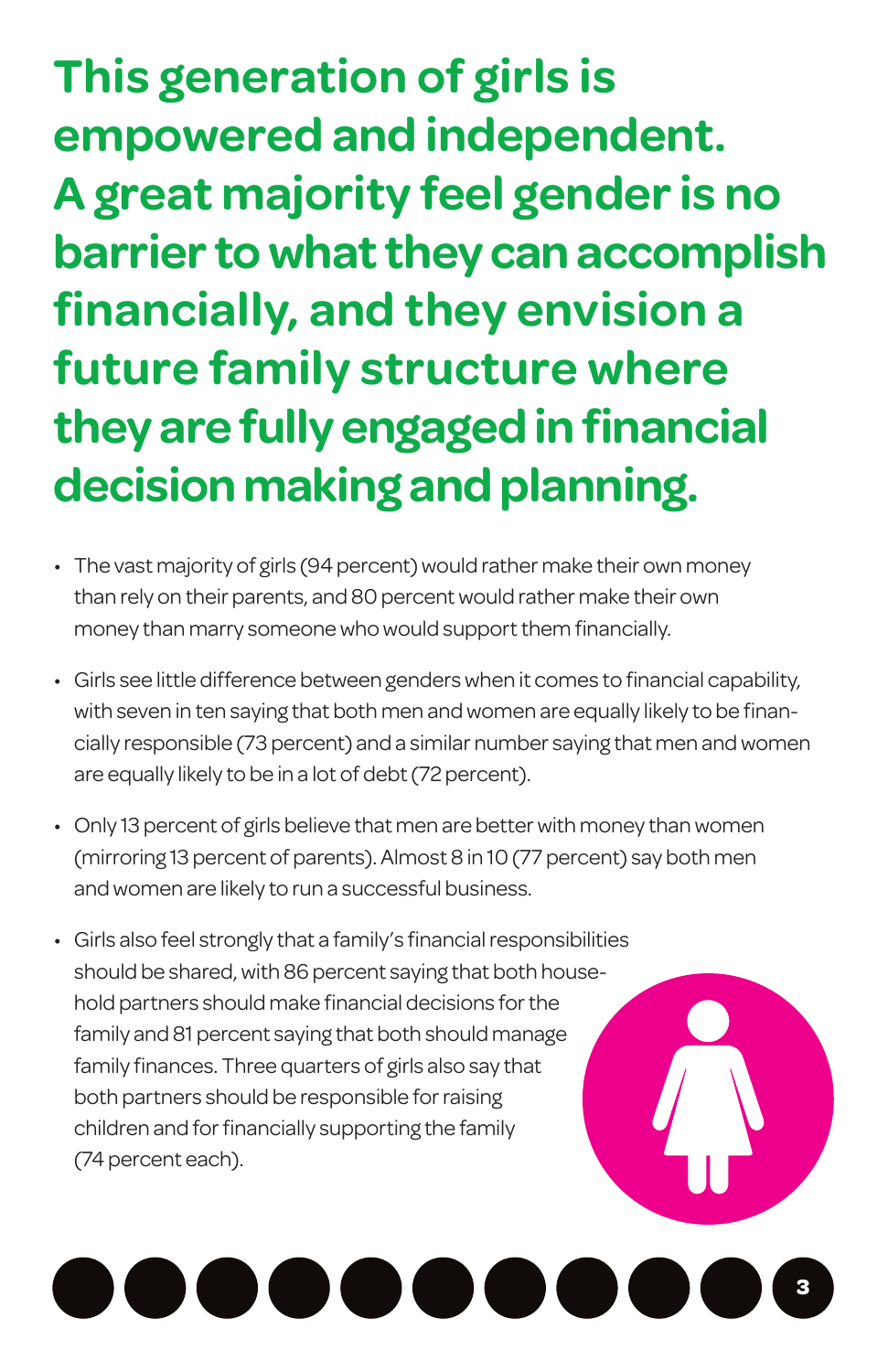# This generation of girls is empowered and independent. A great majority feel gender is no barrier to what they can accomplish financially, and they envision a future family structure where they are fully engaged in financial decision making and planning.

- The vast majority of girls (94 percent) would rather make their own money than rely on their parents, and 80 percent would rather make their own money than marry someone who would support them financially.
- Girls see little difference between genders when it comes to financial capability, with seven in ten saying that both men and women are equally likely to be financially responsible (73 percent) and a similar number saying that men and women are equally likely to be in a lot of debt (72 percent).
- Only 13 percent of girls believe that men are better with money than women (mirroring 13 percent of parents). Almost 8 in 10 (77 percent) say both men and women are likely to run a successful business.
- Girls also feel strongly that a family's financial responsibilities should be shared, with 86 percent saying that both household partners should make financial decisions for the family and 81 percent saying that both should manage family finances. Three quarters of girls also say that both partners should be responsible for raising children and for financially supporting the family (74 percent each).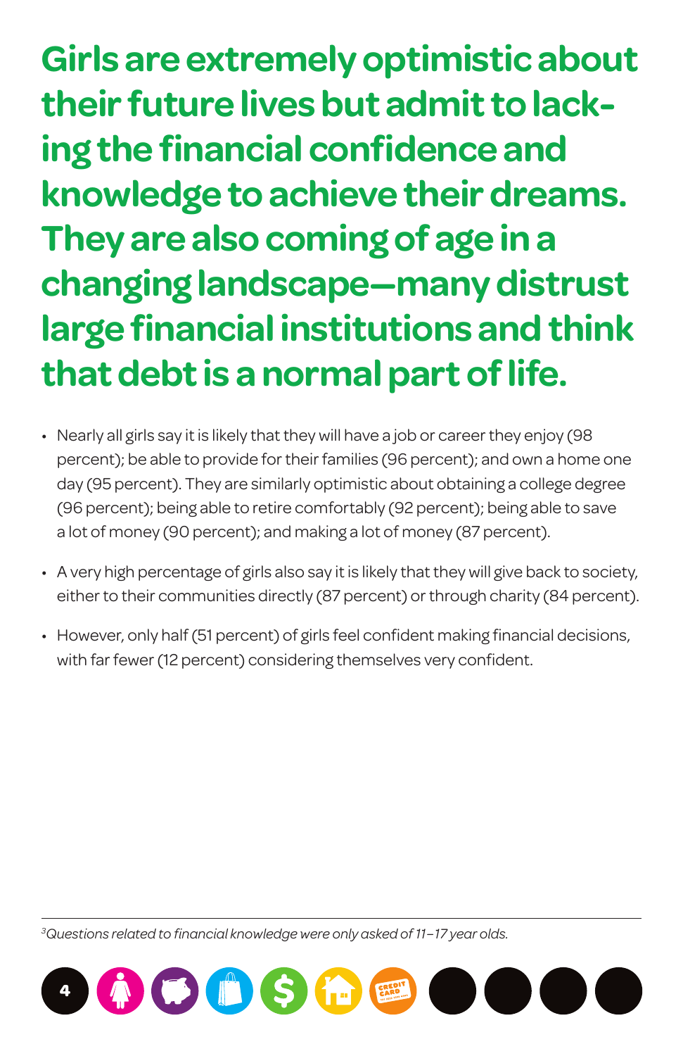## Girls are extremely optimistic about their future lives but admit to lacking the financial confidence and knowledge to achieve their dreams. They are also coming of age in a changing landscape—many distrust large financial institutions and think that debt is a normal part of life.

- Nearly all girls say it is likely that they will have a job or career they enjoy (98 percent); be able to provide for their families (96 percent); and own a home one day (95 percent). They are similarly optimistic about obtaining a college degree (96 percent); being able to retire comfortably (92 percent); being able to save a lot of money (90 percent); and making a lot of money (87 percent).
- A very high percentage of girls also say it is likely that they will give back to society, either to their communities directly (87 percent) or through charity (84 percent).
- However, only half (51 percent) of girls feel confident making financial decisions, with far fewer (12 percent) considering themselves very confident.

---

[3] *Questions related to financial knowledge were only asked of 11–17 year olds.*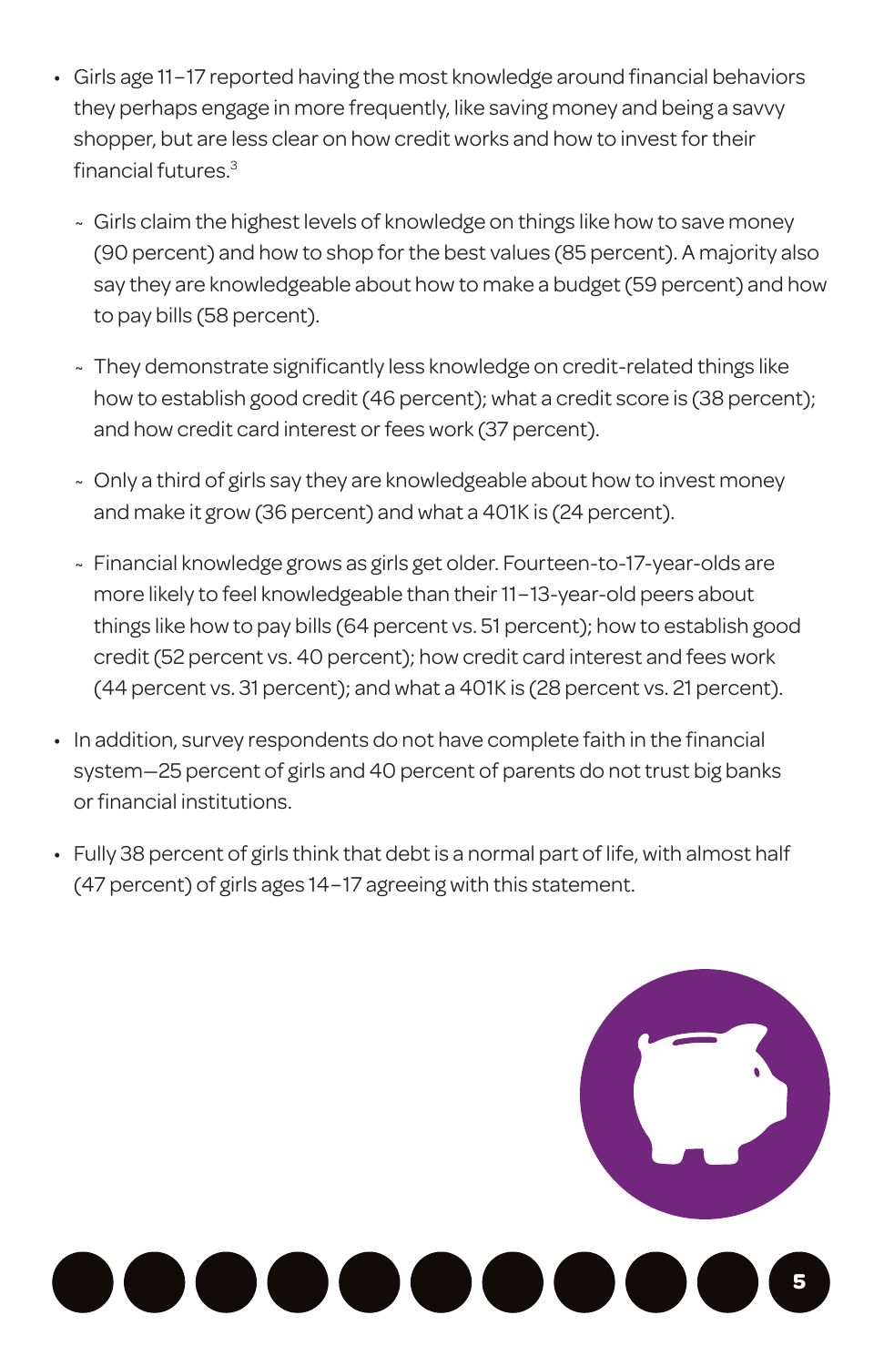- Girls age 11–17 reported having the most knowledge around financial behaviors they perhaps engage in more frequently, like saving money and being a savvy shopper, but are less clear on how credit works and how to invest for their financial futures.[3]
  - Girls claim the highest levels of knowledge on things like how to save money (90 percent) and how to shop for the best values (85 percent). A majority also say they are knowledgeable about how to make a budget (59 percent) and how to pay bills (58 percent).
  - They demonstrate significantly less knowledge on credit-related things like how to establish good credit (46 percent); what a credit score is (38 percent); and how credit card interest or fees work (37 percent).
  - Only a third of girls say they are knowledgeable about how to invest money and make it grow (36 percent) and what a 401K is (24 percent).
  - Financial knowledge grows as girls get older. Fourteen-to-17-year-olds are more likely to feel knowledgeable than their 11–13-year-old peers about things like how to pay bills (64 percent vs. 51 percent); how to establish good credit (52 percent vs. 40 percent); how credit card interest and fees work (44 percent vs. 31 percent); and what a 401K is (28 percent vs. 21 percent).
- In addition, survey respondents do not have complete faith in the financial system—25 percent of girls and 40 percent of parents do not trust big banks or financial institutions.
- Fully 38 percent of girls think that debt is a normal part of life, with almost half (47 percent) of girls ages 14–17 agreeing with this statement.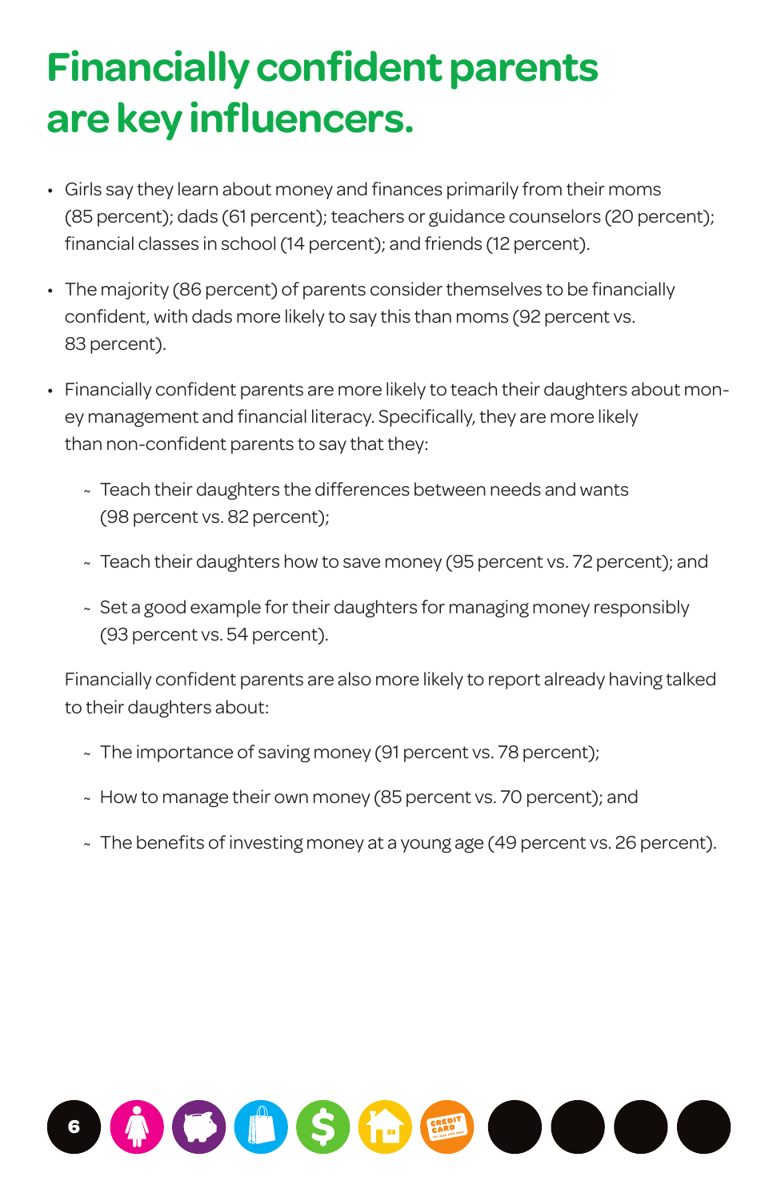# Financially confident parents are key influencers.

- Girls say they learn about money and finances primarily from their moms (85 percent); dads (61 percent); teachers or guidance counselors (20 percent); financial classes in school (14 percent); and friends (12 percent).
- The majority (86 percent) of parents consider themselves to be financially confident, with dads more likely to say this than moms (92 percent vs. 83 percent).
- Financially confident parents are more likely to teach their daughters about money management and financial literacy. Specifically, they are more likely than non-confident parents to say that they:
  - Teach their daughters the differences between needs and wants (98 percent vs. 82 percent);
  - Teach their daughters how to save money (95 percent vs. 72 percent); and
  - Set a good example for their daughters for managing money responsibly (93 percent vs. 54 percent).

  Financially confident parents are also more likely to report already having talked to their daughters about:

  - The importance of saving money (91 percent vs. 78 percent);
  - How to manage their own money (85 percent vs. 70 percent); and
  - The benefits of investing money at a young age (49 percent vs. 26 percent).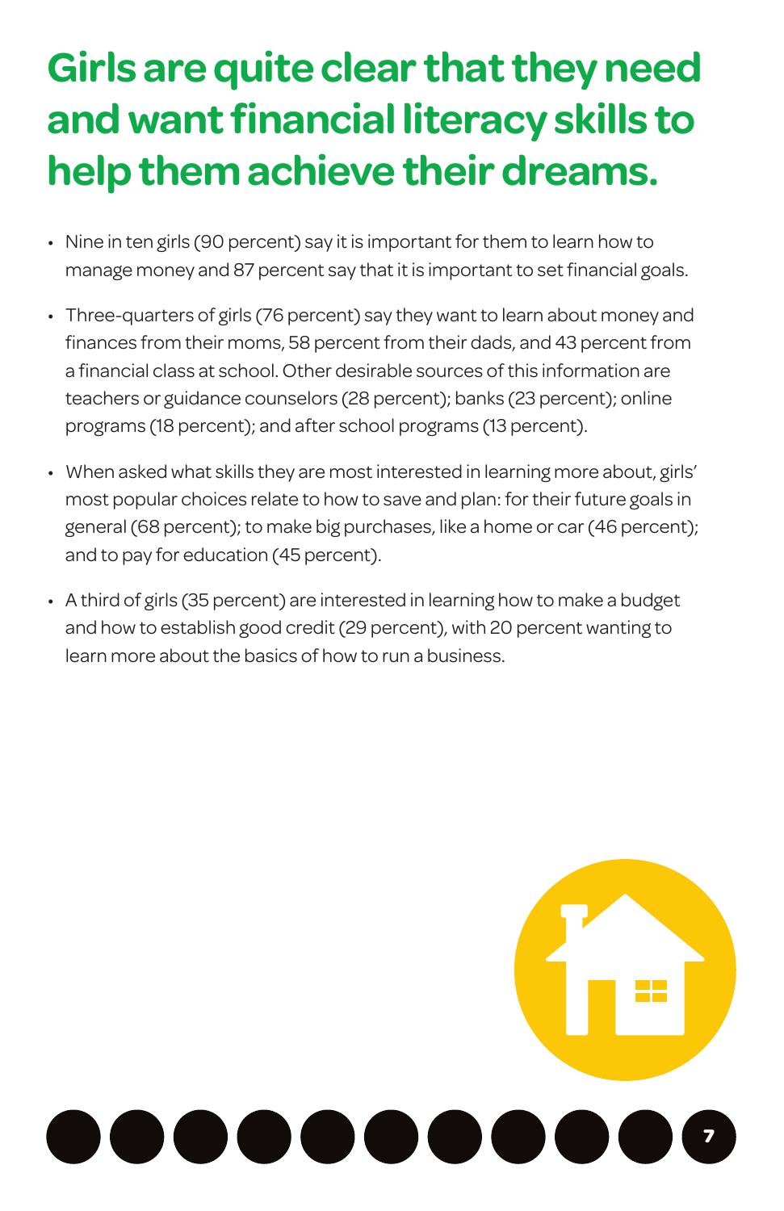# Girls are quite clear that they need and want financial literacy skills to help them achieve their dreams.

- Nine in ten girls (90 percent) say it is important for them to learn how to manage money and 87 percent say that it is important to set financial goals.
- Three-quarters of girls (76 percent) say they want to learn about money and finances from their moms, 58 percent from their dads, and 43 percent from a financial class at school. Other desirable sources of this information are teachers or guidance counselors (28 percent); banks (23 percent); online programs (18 percent); and after school programs (13 percent).
- When asked what skills they are most interested in learning more about, girls' most popular choices relate to how to save and plan: for their future goals in general (68 percent); to make big purchases, like a home or car (46 percent); and to pay for education (45 percent).
- A third of girls (35 percent) are interested in learning how to make a budget and how to establish good credit (29 percent), with 20 percent wanting to learn more about the basics of how to run a business.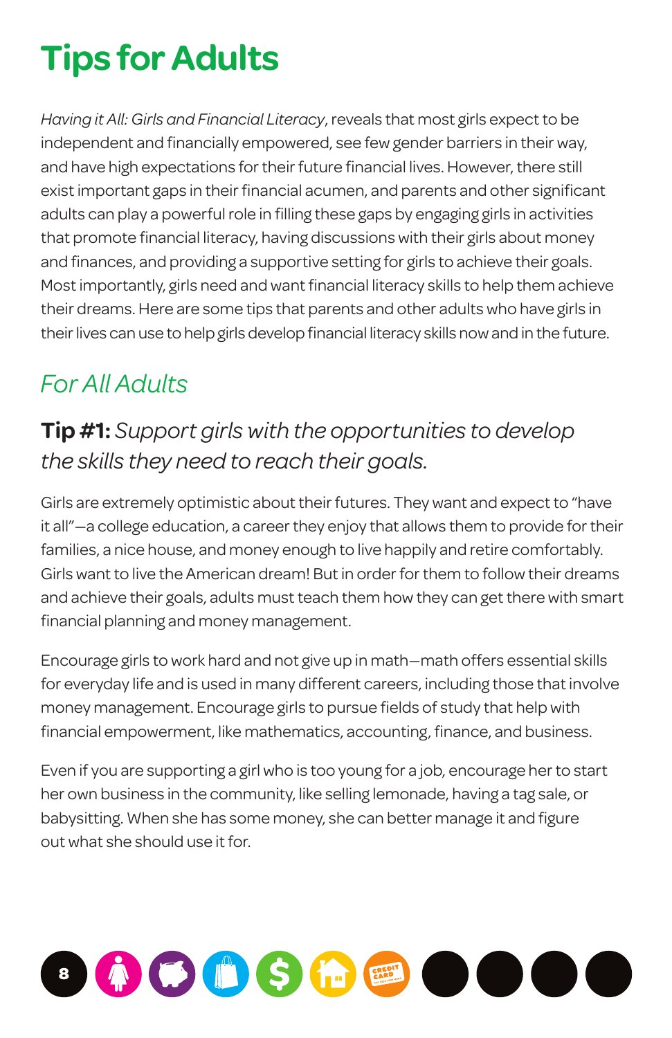# Tips for Adults

*Having it All: Girls and Financial Literacy*, reveals that most girls expect to be independent and financially empowered, see few gender barriers in their way, and have high expectations for their future financial lives. However, there still exist important gaps in their financial acumen, and parents and other significant adults can play a powerful role in filling these gaps by engaging girls in activities that promote financial literacy, having discussions with their girls about money and finances, and providing a supportive setting for girls to achieve their goals. Most importantly, girls need and want financial literacy skills to help them achieve their dreams. Here are some tips that parents and other adults who have girls in their lives can use to help girls develop financial literacy skills now and in the future.

## *For All Adults*

### **Tip #1:** *Support girls with the opportunities to develop the skills they need to reach their goals.*

Girls are extremely optimistic about their futures. They want and expect to "have it all"—a college education, a career they enjoy that allows them to provide for their families, a nice house, and money enough to live happily and retire comfortably. Girls want to live the American dream! But in order for them to follow their dreams and achieve their goals, adults must teach them how they can get there with smart financial planning and money management.

Encourage girls to work hard and not give up in math—math offers essential skills for everyday life and is used in many different careers, including those that involve money management. Encourage girls to pursue fields of study that help with financial empowerment, like mathematics, accounting, finance, and business.

Even if you are supporting a girl who is too young for a job, encourage her to start her own business in the community, like selling lemonade, having a tag sale, or babysitting. When she has some money, she can better manage it and figure out what she should use it for.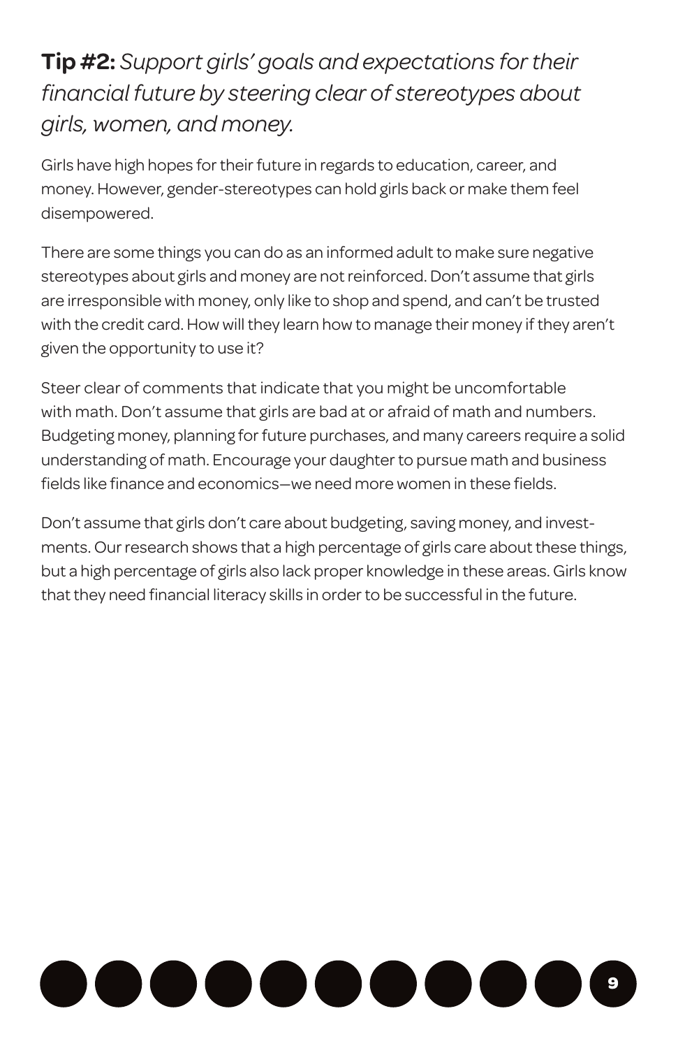## **Tip #2:** *Support girls' goals and expectations for their financial future by steering clear of stereotypes about girls, women, and money.*

Girls have high hopes for their future in regards to education, career, and money. However, gender-stereotypes can hold girls back or make them feel disempowered.

There are some things you can do as an informed adult to make sure negative stereotypes about girls and money are not reinforced. Don't assume that girls are irresponsible with money, only like to shop and spend, and can't be trusted with the credit card. How will they learn how to manage their money if they aren't given the opportunity to use it?

Steer clear of comments that indicate that you might be uncomfortable with math. Don't assume that girls are bad at or afraid of math and numbers. Budgeting money, planning for future purchases, and many careers require a solid understanding of math. Encourage your daughter to pursue math and business fields like finance and economics—we need more women in these fields.

Don't assume that girls don't care about budgeting, saving money, and investments. Our research shows that a high percentage of girls care about these things, but a high percentage of girls also lack proper knowledge in these areas. Girls know that they need financial literacy skills in order to be successful in the future.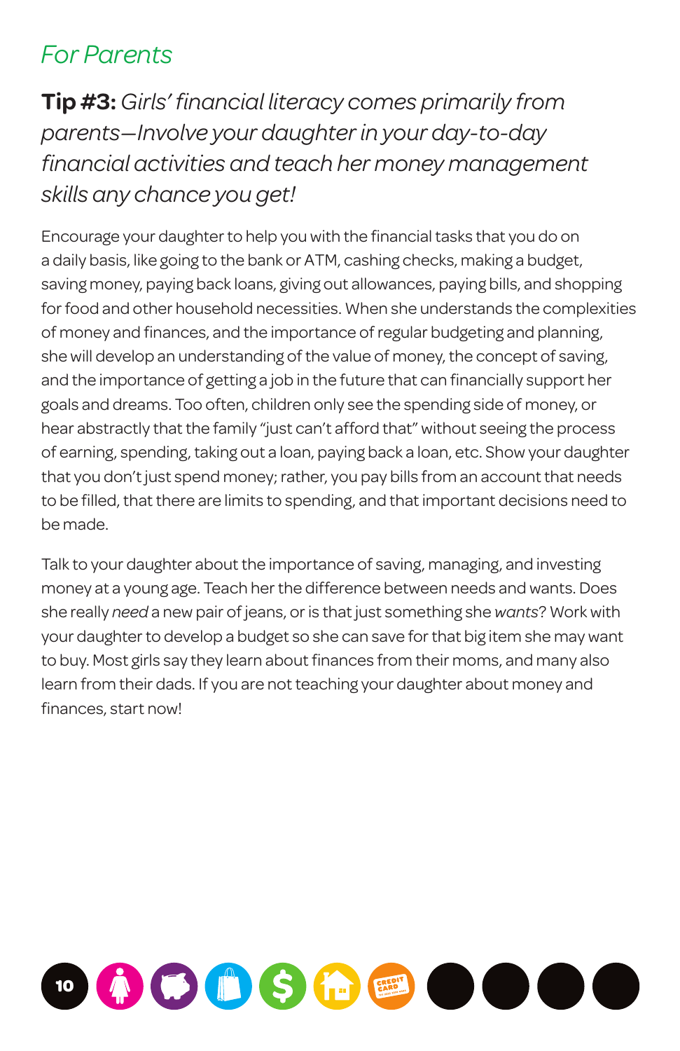## *For Parents*

**Tip #3:** *Girls' financial literacy comes primarily from parents—Involve your daughter in your day-to-day financial activities and teach her money management skills any chance you get!*

Encourage your daughter to help you with the financial tasks that you do on a daily basis, like going to the bank or ATM, cashing checks, making a budget, saving money, paying back loans, giving out allowances, paying bills, and shopping for food and other household necessities. When she understands the complexities of money and finances, and the importance of regular budgeting and planning, she will develop an understanding of the value of money, the concept of saving, and the importance of getting a job in the future that can financially support her goals and dreams. Too often, children only see the spending side of money, or hear abstractly that the family "just can't afford that" without seeing the process of earning, spending, taking out a loan, paying back a loan, etc. Show your daughter that you don't just spend money; rather, you pay bills from an account that needs to be filled, that there are limits to spending, and that important decisions need to be made.

Talk to your daughter about the importance of saving, managing, and investing money at a young age. Teach her the difference between needs and wants. Does she really *need* a new pair of jeans, or is that just something she *wants*? Work with your daughter to develop a budget so she can save for that big item she may want to buy. Most girls say they learn about finances from their moms, and many also learn from their dads. If you are not teaching your daughter about money and finances, start now!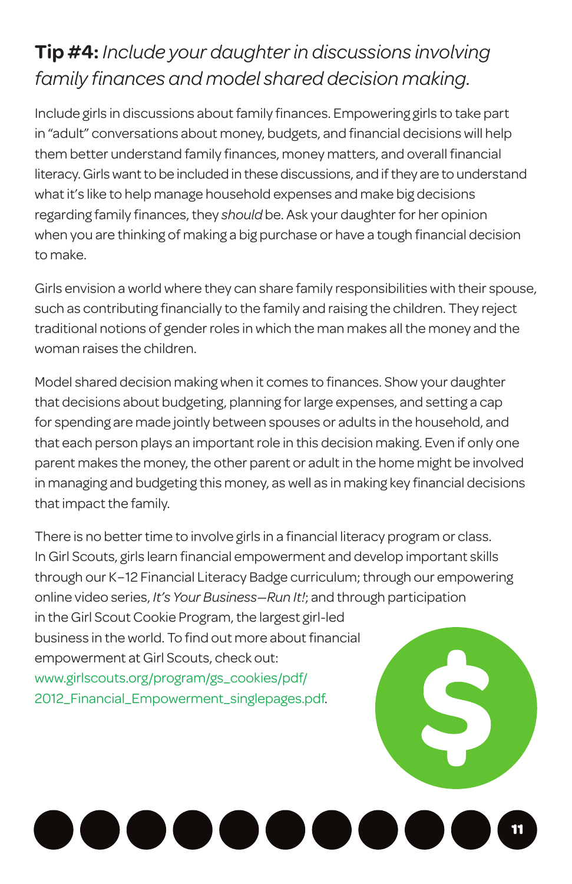**Tip #4:** *Include your daughter in discussions involving family finances and model shared decision making.*

Include girls in discussions about family finances. Empowering girls to take part in "adult" conversations about money, budgets, and financial decisions will help them better understand family finances, money matters, and overall financial literacy. Girls want to be included in these discussions, and if they are to understand what it's like to help manage household expenses and make big decisions regarding family finances, they *should* be. Ask your daughter for her opinion when you are thinking of making a big purchase or have a tough financial decision to make.

Girls envision a world where they can share family responsibilities with their spouse, such as contributing financially to the family and raising the children. They reject traditional notions of gender roles in which the man makes all the money and the woman raises the children.

Model shared decision making when it comes to finances. Show your daughter that decisions about budgeting, planning for large expenses, and setting a cap for spending are made jointly between spouses or adults in the household, and that each person plays an important role in this decision making. Even if only one parent makes the money, the other parent or adult in the home might be involved in managing and budgeting this money, as well as in making key financial decisions that impact the family.

There is no better time to involve girls in a financial literacy program or class. In Girl Scouts, girls learn financial empowerment and develop important skills through our K–12 Financial Literacy Badge curriculum; through our empowering online video series, *It's Your Business—Run It!*; and through participation in the Girl Scout Cookie Program, the largest girl-led business in the world. To find out more about financial empowerment at Girl Scouts, check out: www.girlscouts.org/program/gs_cookies/pdf/2012_Financial_Empowerment_singlepages.pdf.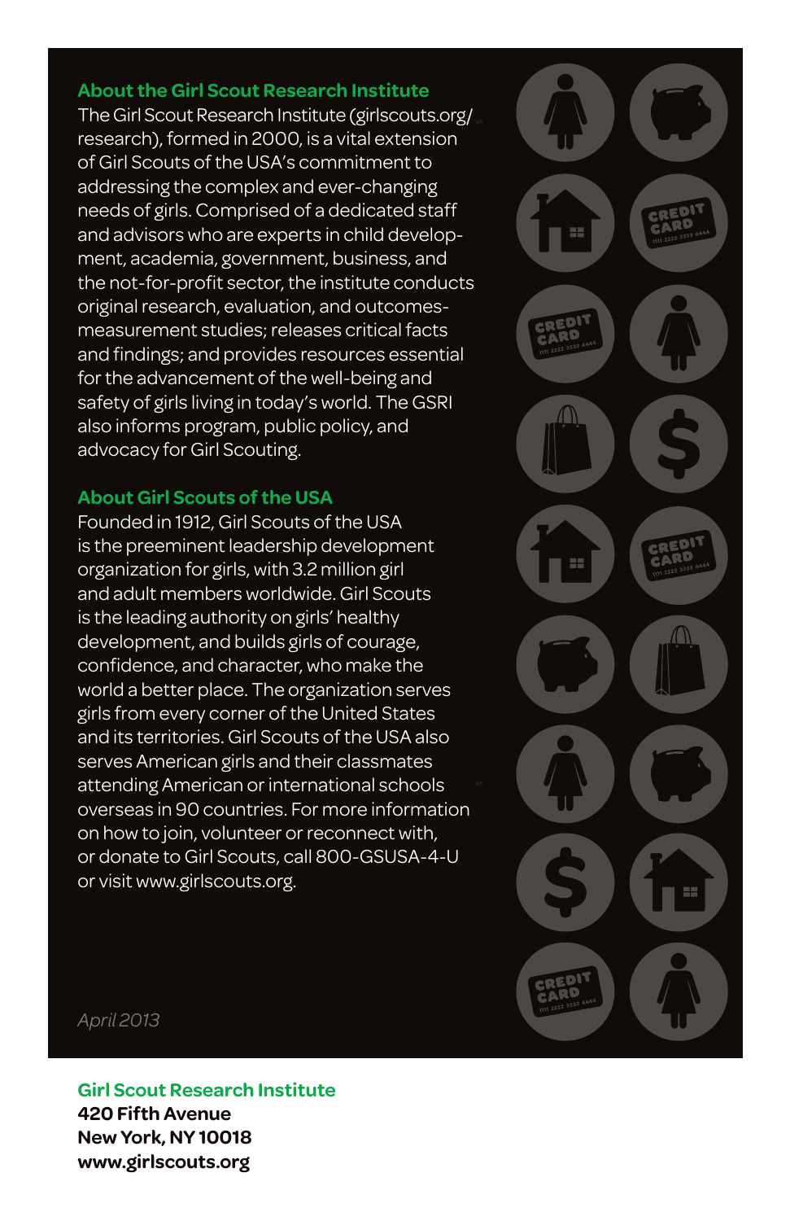## About the Girl Scout Research Institute

The Girl Scout Research Institute (girlscouts.org/research), formed in 2000, is a vital extension of Girl Scouts of the USA's commitment to addressing the complex and ever-changing needs of girls. Comprised of a dedicated staff and advisors who are experts in child development, academia, government, business, and the not-for-profit sector, the institute conducts original research, evaluation, and outcomes-measurement studies; releases critical facts and findings; and provides resources essential for the advancement of the well-being and safety of girls living in today's world. The GSRI also informs program, public policy, and advocacy for Girl Scouting.

## About Girl Scouts of the USA

Founded in 1912, Girl Scouts of the USA is the preeminent leadership development organization for girls, with 3.2 million girl and adult members worldwide. Girl Scouts is the leading authority on girls' healthy development, and builds girls of courage, confidence, and character, who make the world a better place. The organization serves girls from every corner of the United States and its territories. Girl Scouts of the USA also serves American girls and their classmates attending American or international schools overseas in 90 countries. For more information on how to join, volunteer or reconnect with, or donate to Girl Scouts, call 800-GSUSA-4-U or visit www.girlscouts.org.

*April 2013*

**Girl Scout Research Institute**
**420 Fifth Avenue**
**New York, NY 10018**
**www.girlscouts.org**